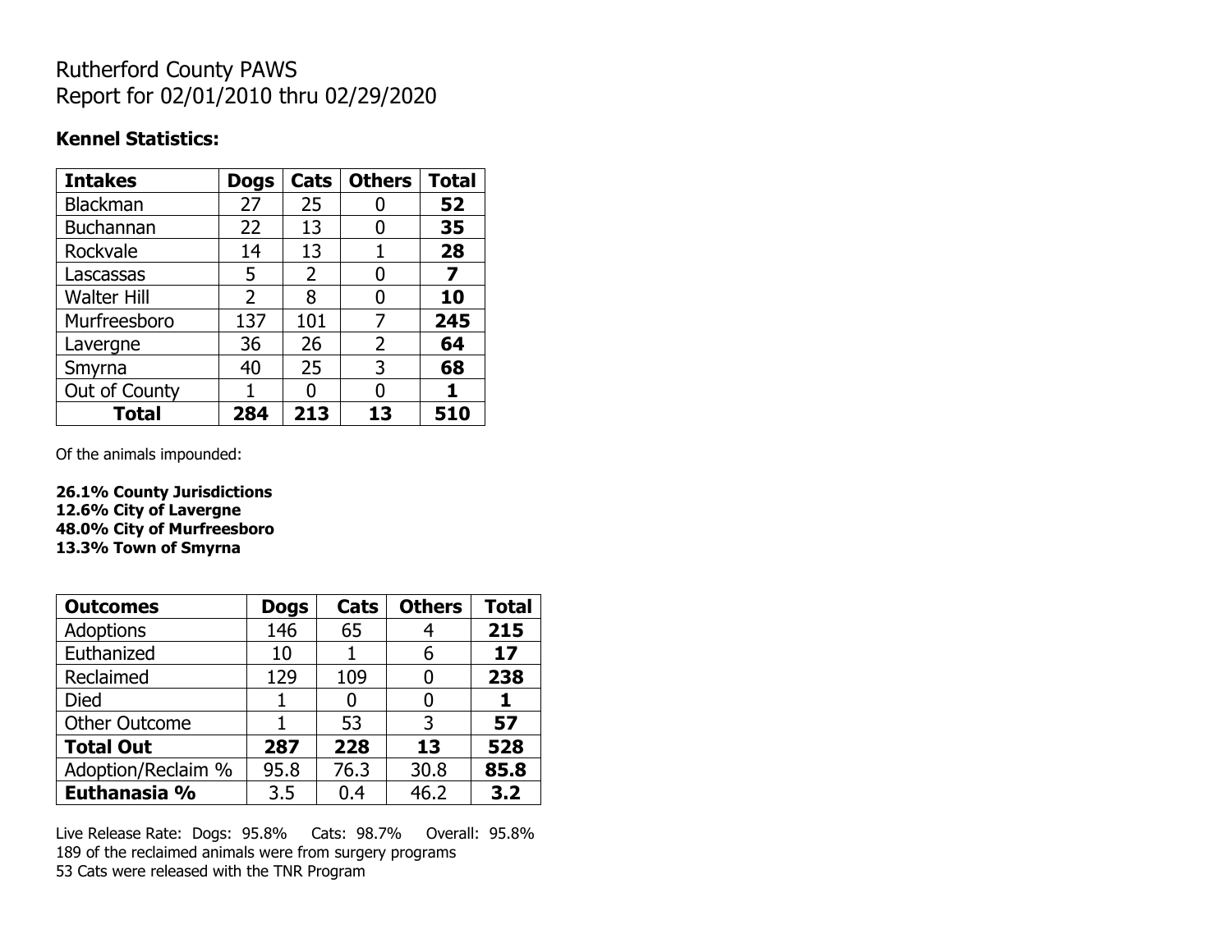# Rutherford County PAWS
# Report for 02/01/2010 thru 02/29/2020

**Kennel Statistics:**

| Intakes | Dogs | Cats | Others | Total |
|---|---|---|---|---|
| Blackman | 27 | 25 | 0 | **52** |
| Buchannan | 22 | 13 | 0 | **35** |
| Rockvale | 14 | 13 | 1 | **28** |
| Lascassas | 5 | 2 | 0 | **7** |
| Walter Hill | 2 | 8 | 0 | **10** |
| Murfreesboro | 137 | 101 | 7 | **245** |
| Lavergne | 36 | 26 | 2 | **64** |
| Smyrna | 40 | 25 | 3 | **68** |
| Out of County | 1 | 0 | 0 | **1** |
| **Total** | **284** | **213** | **13** | **510** |

Of the animals impounded:

**26.1% County Jurisdictions**
**12.6% City of Lavergne**
**48.0% City of Murfreesboro**
**13.3% Town of Smyrna**

| Outcomes | Dogs | Cats | Others | Total |
|---|---|---|---|---|
| Adoptions | 146 | 65 | 4 | **215** |
| Euthanized | 10 | 1 | 6 | **17** |
| Reclaimed | 129 | 109 | 0 | **238** |
| Died | 1 | 0 | 0 | **1** |
| Other Outcome | 1 | 53 | 3 | **57** |
| **Total Out** | **287** | **228** | **13** | **528** |
| Adoption/Reclaim % | 95.8 | 76.3 | 30.8 | **85.8** |
| **Euthanasia %** | 3.5 | 0.4 | 46.2 | **3.2** |

Live Release Rate: Dogs: 95.8% Cats: 98.7% Overall: 95.8%
189 of the reclaimed animals were from surgery programs
53 Cats were released with the TNR Program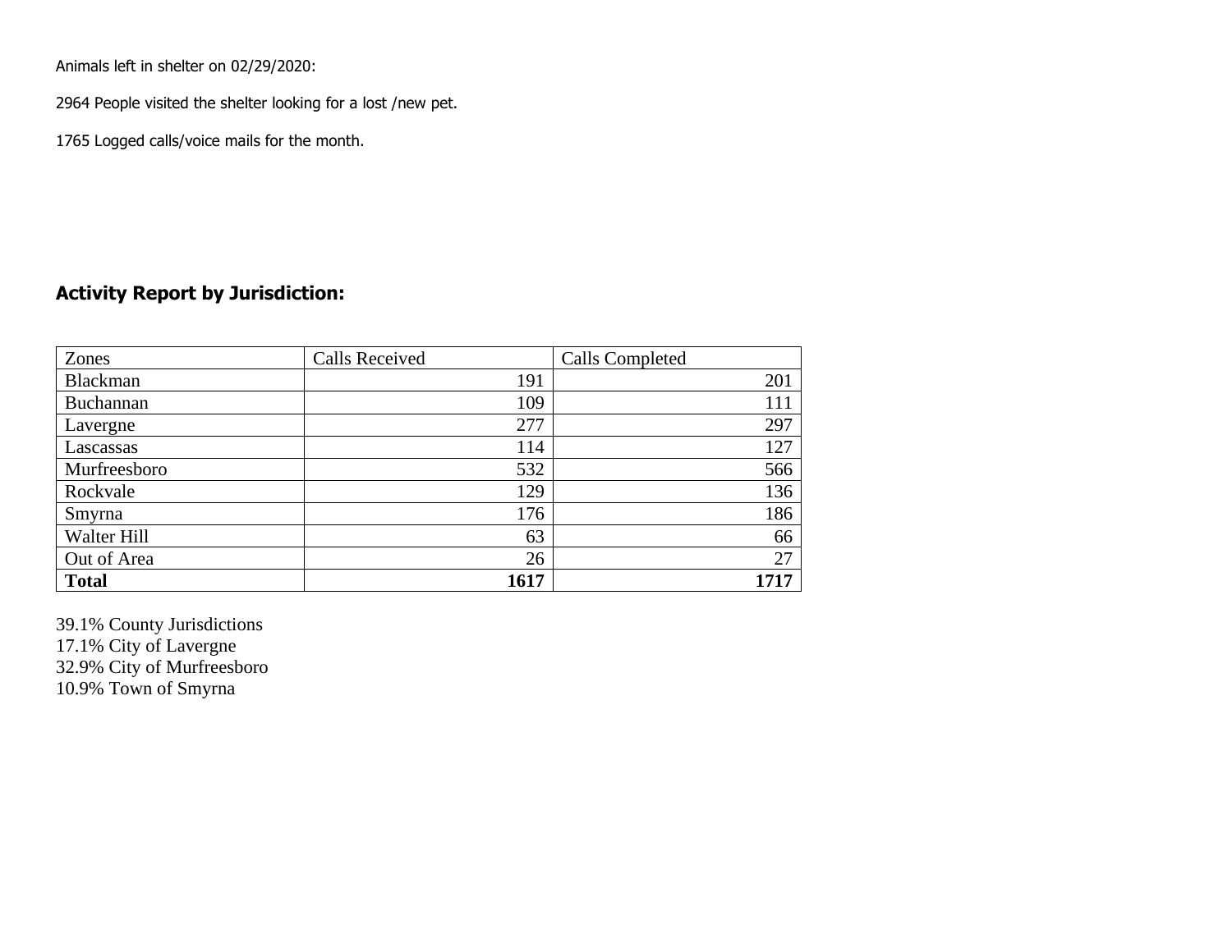Animals left in shelter on 02/29/2020:

2964 People visited the shelter looking for a lost /new pet.

1765 Logged calls/voice mails for the month.

## Activity Report by Jurisdiction:

| Zones | Calls Received | Calls Completed |
|---|---|---|
| Blackman | 191 | 201 |
| Buchannan | 109 | 111 |
| Lavergne | 277 | 297 |
| Lascassas | 114 | 127 |
| Murfreesboro | 532 | 566 |
| Rockvale | 129 | 136 |
| Smyrna | 176 | 186 |
| Walter Hill | 63 | 66 |
| Out of Area | 26 | 27 |
| **Total** | **1617** | **1717** |

39.1% County Jurisdictions
17.1% City of Lavergne
32.9% City of Murfreesboro
10.9% Town of Smyrna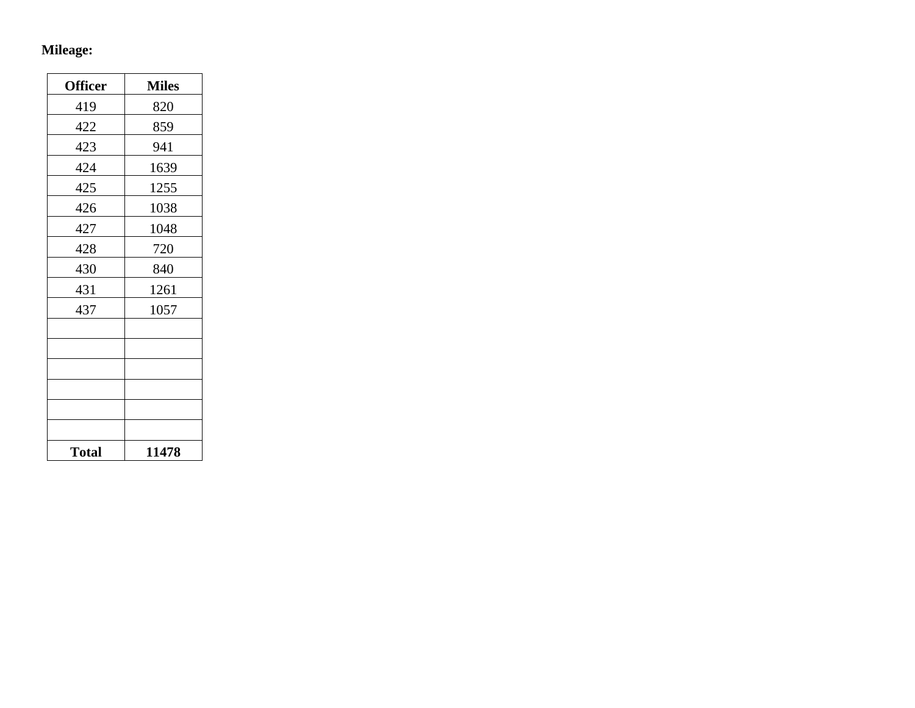**Mileage:**

| Officer | Miles |
|---|---|
| 419 | 820 |
| 422 | 859 |
| 423 | 941 |
| 424 | 1639 |
| 425 | 1255 |
| 426 | 1038 |
| 427 | 1048 |
| 428 | 720 |
| 430 | 840 |
| 431 | 1261 |
| 437 | 1057 |
| | |
| | |
| | |
| | |
| | |
| | |
| **Total** | **11478** |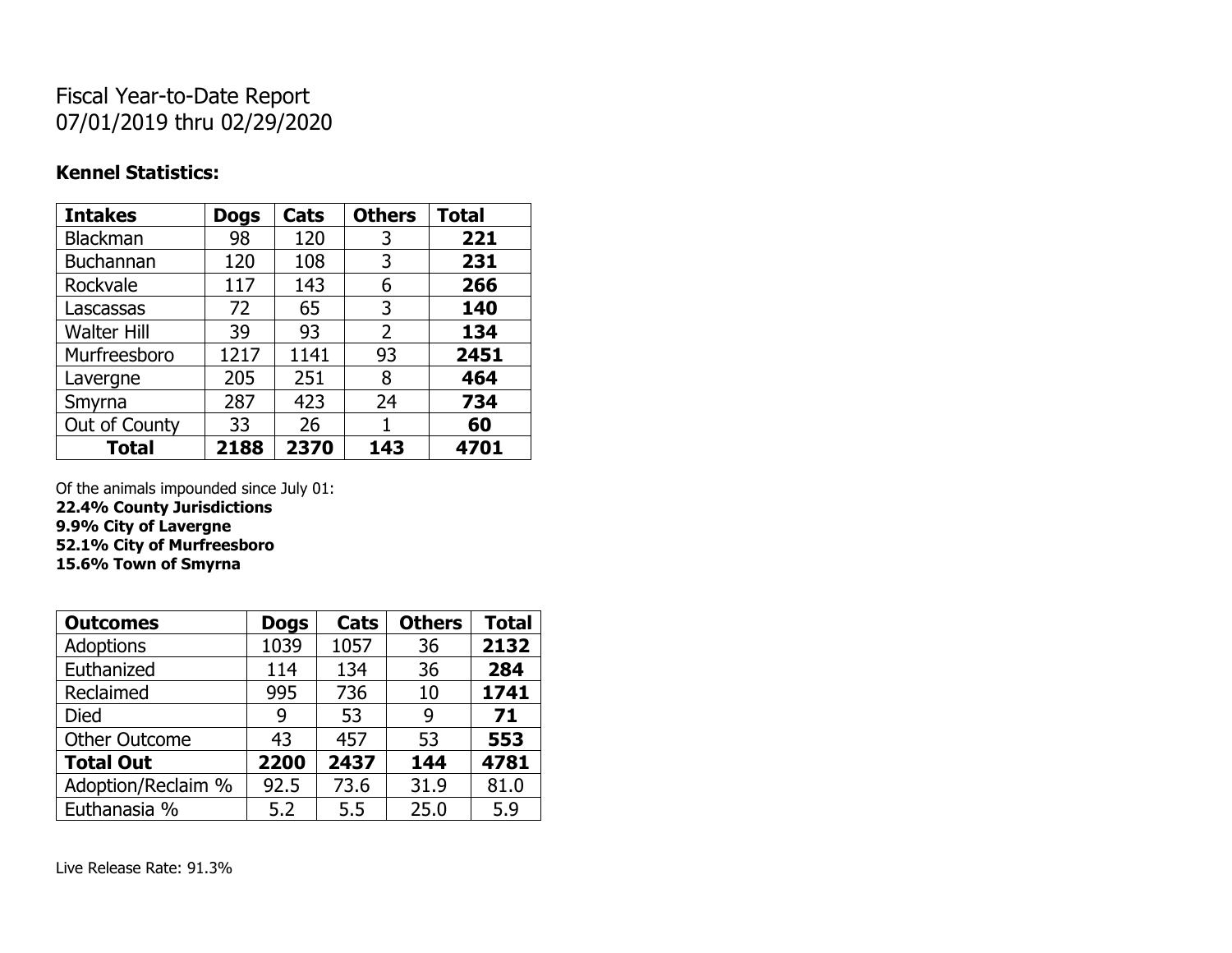Fiscal Year-to-Date Report
07/01/2019 thru 02/29/2020

**Kennel Statistics:**

| **Intakes** | **Dogs** | **Cats** | **Others** | **Total** |
|---|---|---|---|---|
| Blackman | 98 | 120 | 3 | **221** |
| Buchannan | 120 | 108 | 3 | **231** |
| Rockvale | 117 | 143 | 6 | **266** |
| Lascassas | 72 | 65 | 3 | **140** |
| Walter Hill | 39 | 93 | 2 | **134** |
| Murfreesboro | 1217 | 1141 | 93 | **2451** |
| Lavergne | 205 | 251 | 8 | **464** |
| Smyrna | 287 | 423 | 24 | **734** |
| Out of County | 33 | 26 | 1 | **60** |
| **Total** | **2188** | **2370** | **143** | **4701** |

Of the animals impounded since July 01:
**22.4% County Jurisdictions**
**9.9% City of Lavergne**
**52.1% City of Murfreesboro**
**15.6% Town of Smyrna**

| **Outcomes** | **Dogs** | **Cats** | **Others** | **Total** |
|---|---|---|---|---|
| Adoptions | 1039 | 1057 | 36 | **2132** |
| Euthanized | 114 | 134 | 36 | **284** |
| Reclaimed | 995 | 736 | 10 | **1741** |
| Died | 9 | 53 | 9 | **71** |
| Other Outcome | 43 | 457 | 53 | **553** |
| **Total Out** | **2200** | **2437** | **144** | **4781** |
| Adoption/Reclaim % | 92.5 | 73.6 | 31.9 | 81.0 |
| Euthanasia % | 5.2 | 5.5 | 25.0 | 5.9 |

Live Release Rate: 91.3%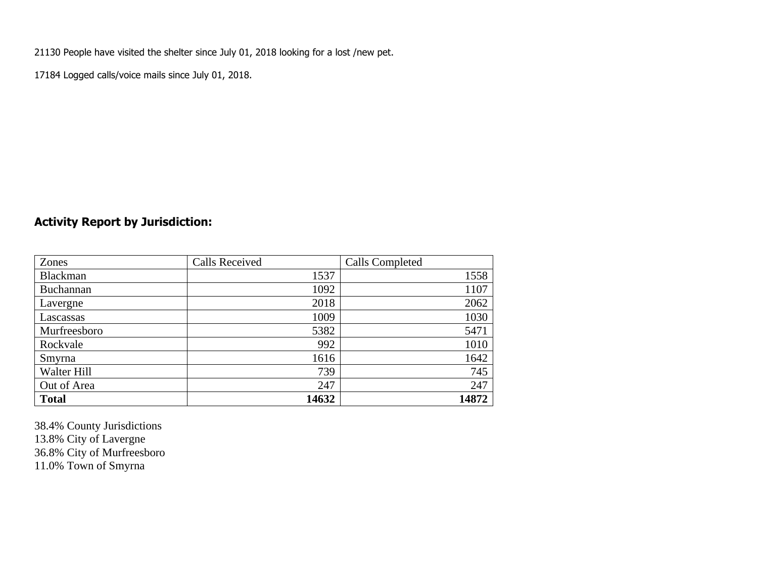21130 People have visited the shelter since July 01, 2018 looking for a lost /new pet.

17184 Logged calls/voice mails since July 01, 2018.

## Activity Report by Jurisdiction:

| Zones | Calls Received | Calls Completed |
|---|---|---|
| Blackman | 1537 | 1558 |
| Buchannan | 1092 | 1107 |
| Lavergne | 2018 | 2062 |
| Lascassas | 1009 | 1030 |
| Murfreesboro | 5382 | 5471 |
| Rockvale | 992 | 1010 |
| Smyrna | 1616 | 1642 |
| Walter Hill | 739 | 745 |
| Out of Area | 247 | 247 |
| **Total** | **14632** | **14872** |

38.4% County Jurisdictions
13.8% City of Lavergne
36.8% City of Murfreesboro
11.0% Town of Smyrna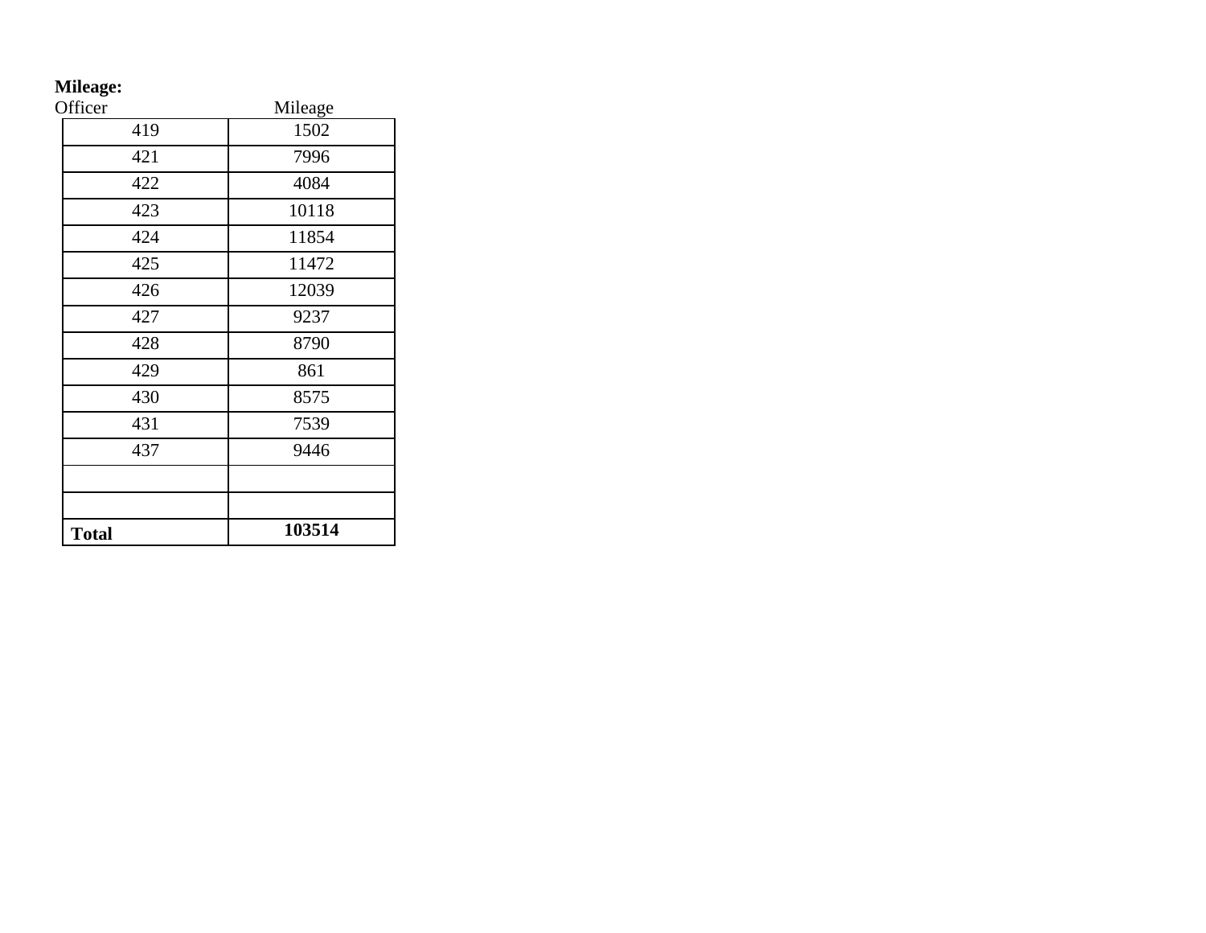**Mileage:**

| Officer | Mileage |
|---|---|
| 419 | 1502 |
| 421 | 7996 |
| 422 | 4084 |
| 423 | 10118 |
| 424 | 11854 |
| 425 | 11472 |
| 426 | 12039 |
| 427 | 9237 |
| 428 | 8790 |
| 429 | 861 |
| 430 | 8575 |
| 431 | 7539 |
| 437 | 9446 |
| | |
| | |
| **Total** | **103514** |